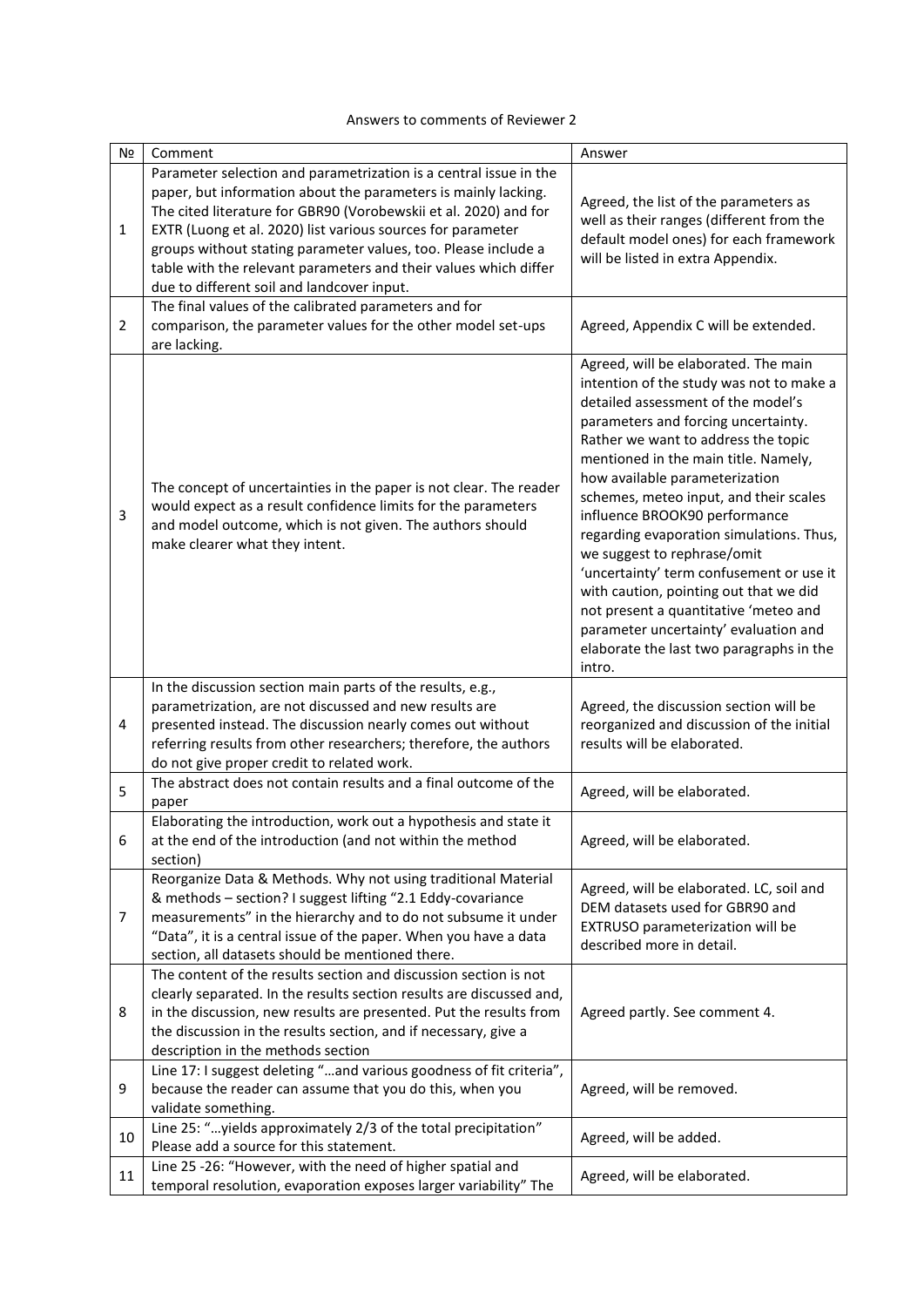Answers to comments of Reviewer 2

| № | Comment | Answer |
|---|---|---|
| 1 | Parameter selection and parametrization is a central issue in the paper, but information about the parameters is mainly lacking. The cited literature for GBR90 (Vorobewskii et al. 2020) and for EXTR (Luong et al. 2020) list various sources for parameter groups without stating parameter values, too. Please include a table with the relevant parameters and their values which differ due to different soil and landcover input. | Agreed, the list of the parameters as well as their ranges (different from the default model ones) for each framework will be listed in extra Appendix. |
| 2 | The final values of the calibrated parameters and for comparison, the parameter values for the other model set-ups are lacking. | Agreed, Appendix C will be extended. |
| 3 | The concept of uncertainties in the paper is not clear. The reader would expect as a result confidence limits for the parameters and model outcome, which is not given. The authors should make clearer what they intent. | Agreed, will be elaborated. The main intention of the study was not to make a detailed assessment of the model's parameters and forcing uncertainty. Rather we want to address the topic mentioned in the main title. Namely, how available parameterization schemes, meteo input, and their scales influence BROOK90 performance regarding evaporation simulations. Thus, we suggest to rephrase/omit 'uncertainty' term confusement or use it with caution, pointing out that we did not present a quantitative 'meteo and parameter uncertainty' evaluation and elaborate the last two paragraphs in the intro. |
| 4 | In the discussion section main parts of the results, e.g., parametrization, are not discussed and new results are presented instead. The discussion nearly comes out without referring results from other researchers; therefore, the authors do not give proper credit to related work. | Agreed, the discussion section will be reorganized and discussion of the initial results will be elaborated. |
| 5 | The abstract does not contain results and a final outcome of the paper | Agreed, will be elaborated. |
| 6 | Elaborating the introduction, work out a hypothesis and state it at the end of the introduction (and not within the method section) | Agreed, will be elaborated. |
| 7 | Reorganize Data & Methods. Why not using traditional Material & methods – section? I suggest lifting "2.1 Eddy-covariance measurements" in the hierarchy and to do not subsume it under "Data", it is a central issue of the paper. When you have a data section, all datasets should be mentioned there. | Agreed, will be elaborated. LC, soil and DEM datasets used for GBR90 and EXTRUSO parameterization will be described more in detail. |
| 8 | The content of the results section and discussion section is not clearly separated. In the results section results are discussed and, in the discussion, new results are presented. Put the results from the discussion in the results section, and if necessary, give a description in the methods section | Agreed partly. See comment 4. |
| 9 | Line 17: I suggest deleting "…and various goodness of fit criteria", because the reader can assume that you do this, when you validate something. | Agreed, will be removed. |
| 10 | Line 25: "…yields approximately 2/3 of the total precipitation" Please add a source for this statement. | Agreed, will be added. |
| 11 | Line 25 -26: "However, with the need of higher spatial and temporal resolution, evaporation exposes larger variability" The | Agreed, will be elaborated. |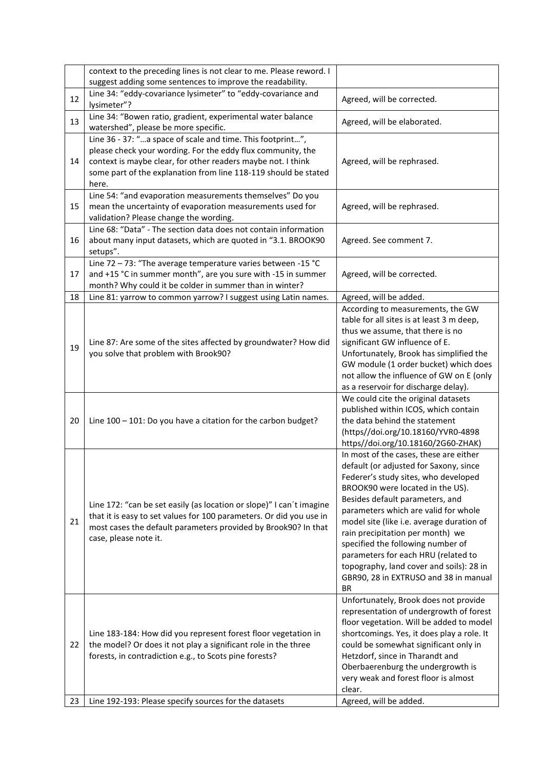| | | |
|---|---|---|
| | context to the preceding lines is not clear to me. Please reword. I suggest adding some sentences to improve the readability. | |
| 12 | Line 34: "eddy-covariance lysimeter" to "eddy-covariance and lysimeter"? | Agreed, will be corrected. |
| 13 | Line 34: "Bowen ratio, gradient, experimental water balance watershed", please be more specific. | Agreed, will be elaborated. |
| 14 | Line 36 - 37: "…a space of scale and time. This footprint…", please check your wording. For the eddy flux community, the context is maybe clear, for other readers maybe not. I think some part of the explanation from line 118-119 should be stated here. | Agreed, will be rephrased. |
| 15 | Line 54: "and evaporation measurements themselves" Do you mean the uncertainty of evaporation measurements used for validation? Please change the wording. | Agreed, will be rephrased. |
| 16 | Line 68: "Data" - The section data does not contain information about many input datasets, which are quoted in "3.1. BROOK90 setups". | Agreed. See comment 7. |
| 17 | Line 72 – 73: "The average temperature varies between -15 °C and +15 °C in summer month", are you sure with -15 in summer month? Why could it be colder in summer than in winter? | Agreed, will be corrected. |
| 18 | Line 81: yarrow to common yarrow? I suggest using Latin names. | Agreed, will be added. |
| 19 | Line 87: Are some of the sites affected by groundwater? How did you solve that problem with Brook90? | According to measurements, the GW table for all sites is at least 3 m deep, thus we assume, that there is no significant GW influence of E. Unfortunately, Brook has simplified the GW module (1 order bucket) which does not allow the influence of GW on E (only as a reservoir for discharge delay). |
| 20 | Line 100 – 101: Do you have a citation for the carbon budget? | We could cite the original datasets published within ICOS, which contain the data behind the statement (https//doi.org/10.18160/YVR0-4898 https//doi.org/10.18160/2G60-ZHAK) |
| 21 | Line 172: "can be set easily (as location or slope)" I can´t imagine that it is easy to set values for 100 parameters. Or did you use in most cases the default parameters provided by Brook90? In that case, please note it. | In most of the cases, these are either default (or adjusted for Saxony, since Federer's study sites, who developed BROOK90 were located in the US). Besides default parameters, and parameters which are valid for whole model site (like i.e. average duration of rain precipitation per month) we specified the following number of parameters for each HRU (related to topography, land cover and soils): 28 in GBR90, 28 in EXTRUSO and 38 in manual BR |
| 22 | Line 183-184: How did you represent forest floor vegetation in the model? Or does it not play a significant role in the three forests, in contradiction e.g., to Scots pine forests? | Unfortunately, Brook does not provide representation of undergrowth of forest floor vegetation. Will be added to model shortcomings. Yes, it does play a role. It could be somewhat significant only in Hetzdorf, since in Tharandt and Oberbaerenburg the undergrowth is very weak and forest floor is almost clear. |
| 23 | Line 192-193: Please specify sources for the datasets | Agreed, will be added. |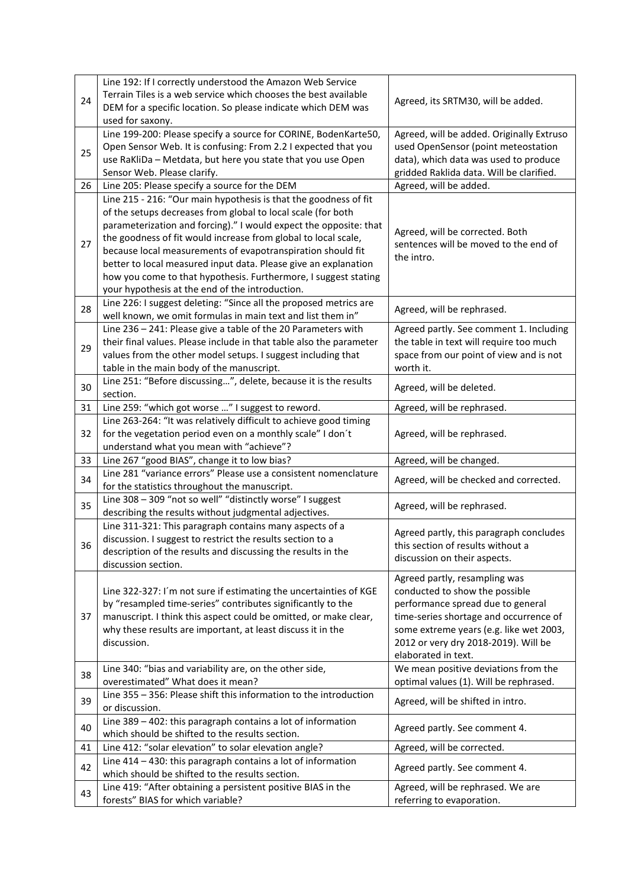| | | |
|---|---|---|
| 24 | Line 192: If I correctly understood the Amazon Web Service Terrain Tiles is a web service which chooses the best available DEM for a specific location. So please indicate which DEM was used for saxony. | Agreed, its SRTM30, will be added. |
| 25 | Line 199-200: Please specify a source for CORINE, BodenKarte50, Open Sensor Web. It is confusing: From 2.2 I expected that you use RaKliDa – Metadata, but here you state that you use Open Sensor Web. Please clarify. | Agreed, will be added. Originally Extruso used OpenSensor (point meteostation data), which data was used to produce gridded Raklida data. Will be clarified. |
| 26 | Line 205: Please specify a source for the DEM | Agreed, will be added. |
| 27 | Line 215 - 216: "Our main hypothesis is that the goodness of fit of the setups decreases from global to local scale (for both parameterization and forcing)." I would expect the opposite: that the goodness of fit would increase from global to local scale, because local measurements of evapotranspiration should fit better to local measured input data. Please give an explanation how you come to that hypothesis. Furthermore, I suggest stating your hypothesis at the end of the introduction. | Agreed, will be corrected. Both sentences will be moved to the end of the intro. |
| 28 | Line 226: I suggest deleting: "Since all the proposed metrics are well known, we omit formulas in main text and list them in" | Agreed, will be rephrased. |
| 29 | Line 236 – 241: Please give a table of the 20 Parameters with their final values. Please include in that table also the parameter values from the other model setups. I suggest including that table in the main body of the manuscript. | Agreed partly. See comment 1. Including the table in text will require too much space from our point of view and is not worth it. |
| 30 | Line 251: "Before discussing…", delete, because it is the results section. | Agreed, will be deleted. |
| 31 | Line 259: "which got worse …" I suggest to reword. | Agreed, will be rephrased. |
| 32 | Line 263-264: "It was relatively difficult to achieve good timing for the vegetation period even on a monthly scale" I don´t understand what you mean with "achieve"? | Agreed, will be rephrased. |
| 33 | Line 267 "good BIAS", change it to low bias? | Agreed, will be changed. |
| 34 | Line 281 "variance errors" Please use a consistent nomenclature for the statistics throughout the manuscript. | Agreed, will be checked and corrected. |
| 35 | Line 308 – 309 "not so well" "distinctly worse" I suggest describing the results without judgmental adjectives. | Agreed, will be rephrased. |
| 36 | Line 311-321: This paragraph contains many aspects of a discussion. I suggest to restrict the results section to a description of the results and discussing the results in the discussion section. | Agreed partly, this paragraph concludes this section of results without a discussion on their aspects. |
| 37 | Line 322-327: I´m not sure if estimating the uncertainties of KGE by "resampled time-series" contributes significantly to the manuscript. I think this aspect could be omitted, or make clear, why these results are important, at least discuss it in the discussion. | Agreed partly, resampling was conducted to show the possible performance spread due to general time-series shortage and occurrence of some extreme years (e.g. like wet 2003, 2012 or very dry 2018-2019). Will be elaborated in text. |
| 38 | Line 340: "bias and variability are, on the other side, overestimated" What does it mean? | We mean positive deviations from the optimal values (1). Will be rephrased. |
| 39 | Line 355 – 356: Please shift this information to the introduction or discussion. | Agreed, will be shifted in intro. |
| 40 | Line 389 – 402: this paragraph contains a lot of information which should be shifted to the results section. | Agreed partly. See comment 4. |
| 41 | Line 412: "solar elevation" to solar elevation angle? | Agreed, will be corrected. |
| 42 | Line 414 – 430: this paragraph contains a lot of information which should be shifted to the results section. | Agreed partly. See comment 4. |
| 43 | Line 419: "After obtaining a persistent positive BIAS in the forests" BIAS for which variable? | Agreed, will be rephrased. We are referring to evaporation. |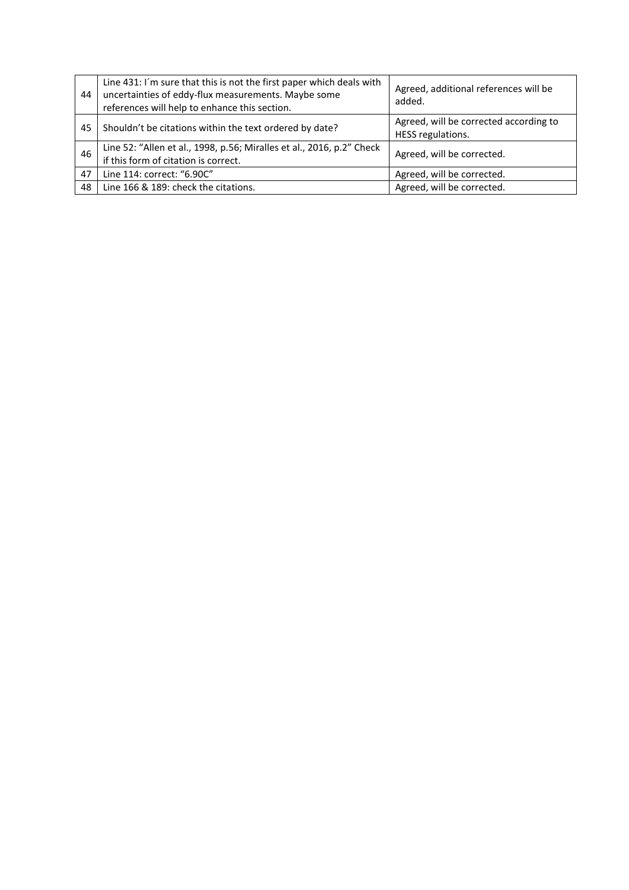| | | |
|---|---|---|
| 44 | Line 431: I´m sure that this is not the first paper which deals with uncertainties of eddy-flux measurements. Maybe some references will help to enhance this section. | Agreed, additional references will be added. |
| 45 | Shouldn't be citations within the text ordered by date? | Agreed, will be corrected according to HESS regulations. |
| 46 | Line 52: "Allen et al., 1998, p.56; Miralles et al., 2016, p.2" Check if this form of citation is correct. | Agreed, will be corrected. |
| 47 | Line 114: correct: "6.90C" | Agreed, will be corrected. |
| 48 | Line 166 & 189: check the citations. | Agreed, will be corrected. |